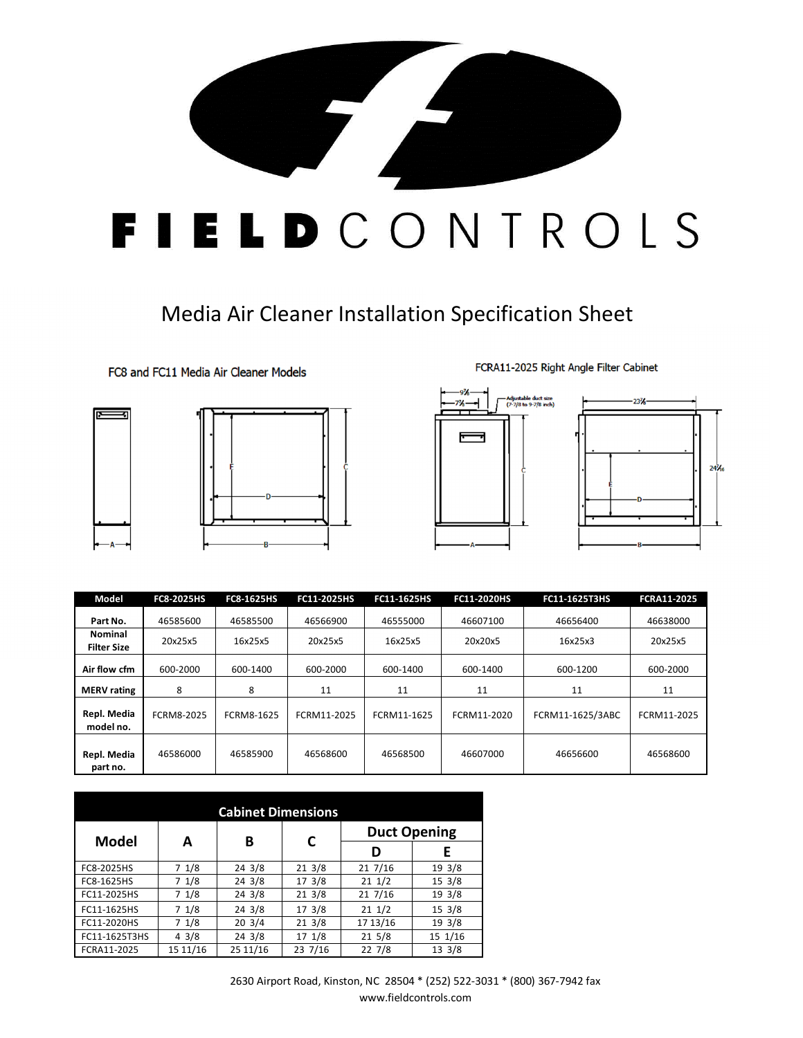# FIELD CONTROLS

## Media Air Cleaner Installation Specification Sheet

FC8 and FC11 Media Air Cleaner Models

FCRA11-2025 Right Angle Filter Cabinet

| Model | FC8-2025HS | FC8-1625HS | FC11-2025HS | FC11-1625HS | FC11-2020HS | FC11-1625T3HS | FCRA11-2025 |
|---|---|---|---|---|---|---|---|
| Part No. | 46585600 | 46585500 | 46566900 | 46555000 | 46607100 | 46656400 | 46638000 |
| Nominal Filter Size | 20x25x5 | 16x25x5 | 20x25x5 | 16x25x5 | 20x20x5 | 16x25x3 | 20x25x5 |
| Air flow cfm | 600-2000 | 600-1400 | 600-2000 | 600-1400 | 600-1400 | 600-1200 | 600-2000 |
| MERV rating | 8 | 8 | 11 | 11 | 11 | 11 | 11 |
| Repl. Media model no. | FCRM8-2025 | FCRM8-1625 | FCRM11-2025 | FCRM11-1625 | FCRM11-2020 | FCRM11-1625/3ABC | FCRM11-2025 |
| Repl. Media part no. | 46586000 | 46585900 | 46568600 | 46568500 | 46607000 | 46656600 | 46568600 |

| Cabinet Dimensions | | | | | |
|---|---|---|---|---|---|
| Model | A | B | C | Duct Opening | |
| | | | | D | E |
| FC8-2025HS | 7 1/8 | 24 3/8 | 21 3/8 | 21 7/16 | 19 3/8 |
| FC8-1625HS | 7 1/8 | 24 3/8 | 17 3/8 | 21 1/2 | 15 3/8 |
| FC11-2025HS | 7 1/8 | 24 3/8 | 21 3/8 | 21 7/16 | 19 3/8 |
| FC11-1625HS | 7 1/8 | 24 3/8 | 17 3/8 | 21 1/2 | 15 3/8 |
| FC11-2020HS | 7 1/8 | 20 3/4 | 21 3/8 | 17 13/16 | 19 3/8 |
| FC11-1625T3HS | 4 3/8 | 24 3/8 | 17 1/8 | 21 5/8 | 15 1/16 |
| FCRA11-2025 | 15 11/16 | 25 11/16 | 23 7/16 | 22 7/8 | 13 3/8 |

2630 Airport Road, Kinston, NC 28504 * (252) 522-3031 * (800) 367-7942 fax
www.fieldcontrols.com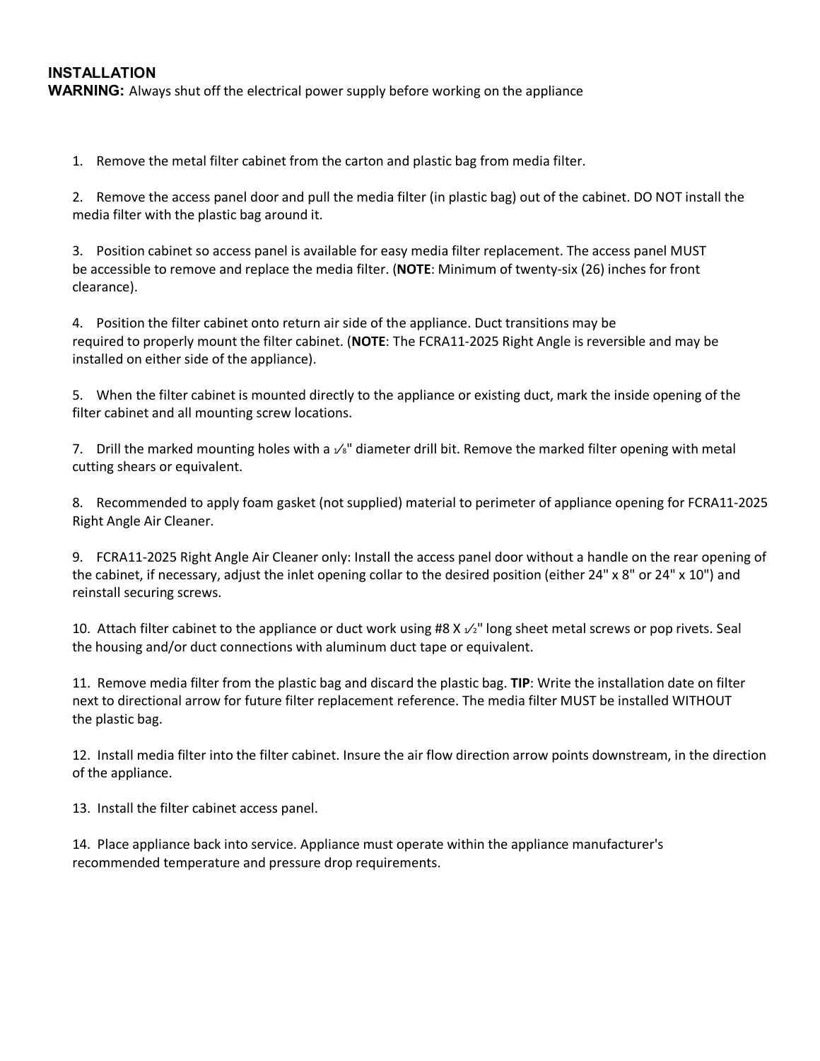## INSTALLATION

**WARNING:** Always shut off the electrical power supply before working on the appliance

1. Remove the metal filter cabinet from the carton and plastic bag from media filter.

2. Remove the access panel door and pull the media filter (in plastic bag) out of the cabinet. DO NOT install the media filter with the plastic bag around it.

3. Position cabinet so access panel is available for easy media filter replacement. The access panel MUST be accessible to remove and replace the media filter. (**NOTE**: Minimum of twenty-six (26) inches for front clearance).

4. Position the filter cabinet onto return air side of the appliance. Duct transitions may be required to properly mount the filter cabinet. (**NOTE**: The FCRA11-2025 Right Angle is reversible and may be installed on either side of the appliance).

5. When the filter cabinet is mounted directly to the appliance or existing duct, mark the inside opening of the filter cabinet and all mounting screw locations.

7. Drill the marked mounting holes with a 1⁄8" diameter drill bit. Remove the marked filter opening with metal cutting shears or equivalent.

8. Recommended to apply foam gasket (not supplied) material to perimeter of appliance opening for FCRA11-2025 Right Angle Air Cleaner.

9. FCRA11-2025 Right Angle Air Cleaner only: Install the access panel door without a handle on the rear opening of the cabinet, if necessary, adjust the inlet opening collar to the desired position (either 24" x 8" or 24" x 10") and reinstall securing screws.

10. Attach filter cabinet to the appliance or duct work using #8 X 1⁄2" long sheet metal screws or pop rivets. Seal the housing and/or duct connections with aluminum duct tape or equivalent.

11. Remove media filter from the plastic bag and discard the plastic bag. **TIP**: Write the installation date on filter next to directional arrow for future filter replacement reference. The media filter MUST be installed WITHOUT the plastic bag.

12. Install media filter into the filter cabinet. Insure the air flow direction arrow points downstream, in the direction of the appliance.

13. Install the filter cabinet access panel.

14. Place appliance back into service. Appliance must operate within the appliance manufacturer's recommended temperature and pressure drop requirements.